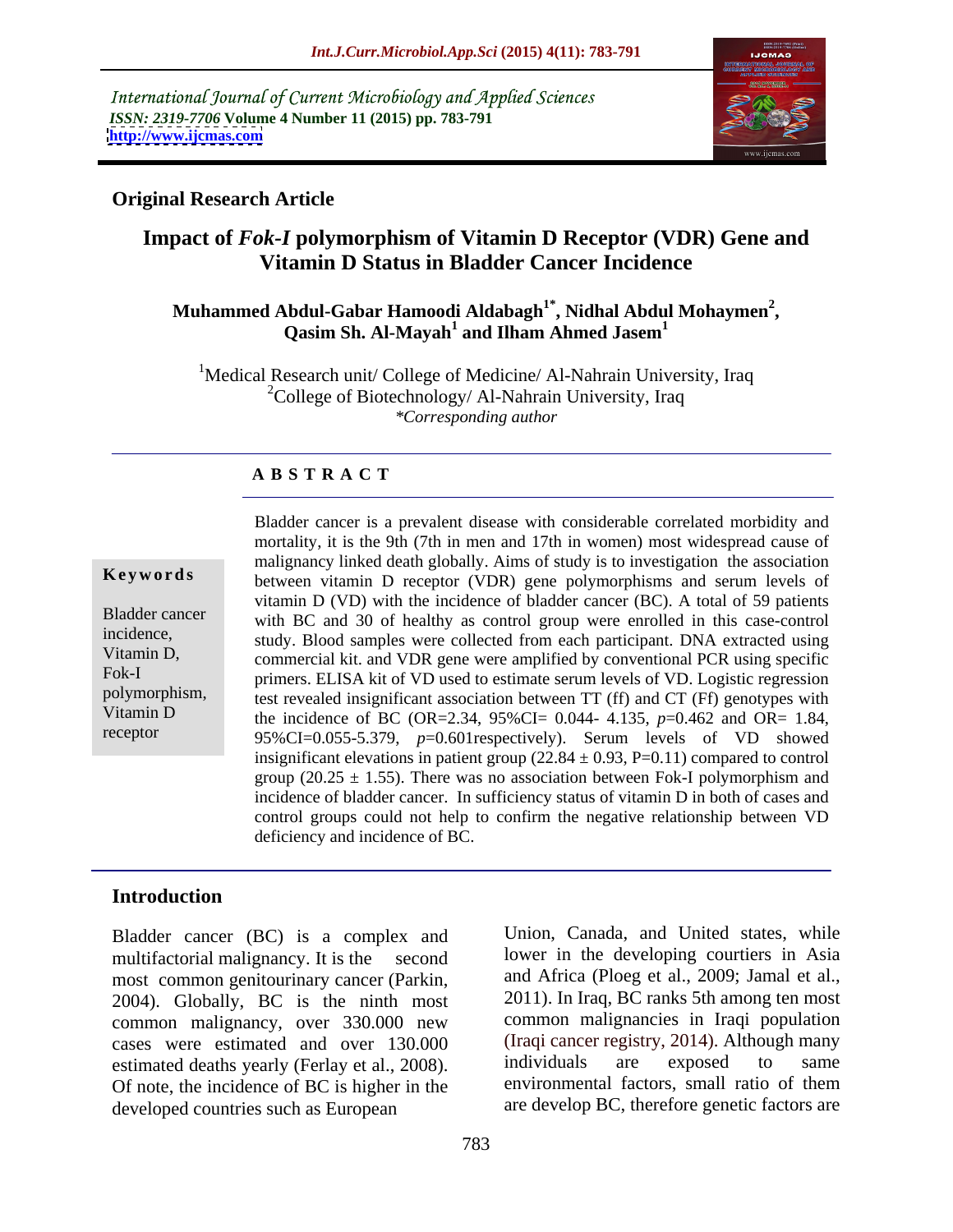International Journal of Current Microbiology and Applied Sciences
*ISSN: 2319-7706* **Volume 4 Number 11 (2015) pp. 783-791**
**http://www.ijcmas.com**

**Original Research Article**

# Impact of *Fok-I* polymorphism of Vitamin D Receptor (VDR) Gene and Vitamin D Status in Bladder Cancer Incidence

**Muhammed Abdul-Gabar Hamoodi Aldabagh[1*], Nidhal Abdul Mohaymen[2], Qasim Sh. Al-Mayah[1] and Ilham Ahmed Jasem[1]**

[1]Medical Research unit/ College of Medicine/ Al-Nahrain University, Iraq
[2]College of Biotechnology/ Al-Nahrain University, Iraq
*\*Corresponding author*

## A B S T R A C T

**Keywords**

Bladder cancer incidence, Vitamin D, Fok-I polymorphism, Vitamin D receptor

Bladder cancer is a prevalent disease with considerable correlated morbidity and mortality, it is the 9th (7th in men and 17th in women) most widespread cause of malignancy linked death globally. Aims of study is to investigation the association between vitamin D receptor (VDR) gene polymorphisms and serum levels of vitamin D (VD) with the incidence of bladder cancer (BC). A total of 59 patients with BC and 30 of healthy as control group were enrolled in this case-control study. Blood samples were collected from each participant. DNA extracted using commercial kit. and VDR gene were amplified by conventional PCR using specific primers. ELISA kit of VD used to estimate serum levels of VD. Logistic regression test revealed insignificant association between TT (ff) and CT (Ff) genotypes with the incidence of BC (OR=2.34, 95%CI= 0.044- 4.135, *p*=0.462 and OR= 1.84, 95%CI=0.055-5.379, *p*=0.601respectively). Serum levels of VD showed insignificant elevations in patient group (22.84 ± 0.93, P=0.11) compared to control group (20.25 ± 1.55). There was no association between Fok-I polymorphism and incidence of bladder cancer. In sufficiency status of vitamin D in both of cases and control groups could not help to confirm the negative relationship between VD deficiency and incidence of BC.

## Introduction

Bladder cancer (BC) is a complex and multifactorial malignancy. It is the second most common genitourinary cancer (Parkin, 2004). Globally, BC is the ninth most common malignancy, over 330.000 new cases were estimated and over 130.000 estimated deaths yearly (Ferlay et al., 2008). Of note, the incidence of BC is higher in the developed countries such as European Union, Canada, and United states, while lower in the developing courtiers in Asia and Africa (Ploeg et al., 2009; Jamal et al., 2011). In Iraq, BC ranks 5th among ten most common malignancies in Iraqi population (Iraqi cancer registry, 2014). Although many individuals are exposed to same environmental factors, small ratio of them are develop BC, therefore genetic factors are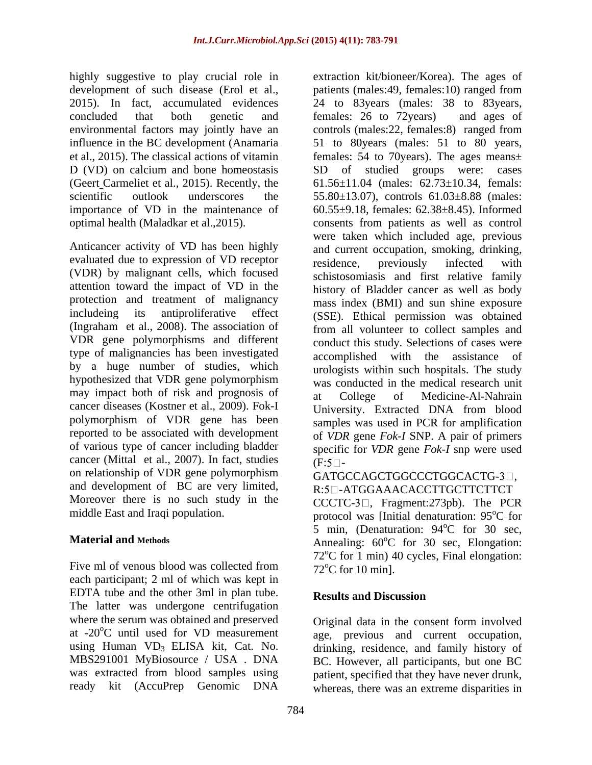highly suggestive to play crucial role in development of such disease (Erol et al., 2015). In fact, accumulated evidences concluded that both genetic and environmental factors may jointly have an influence in the BC development (Anamaria et al., 2015). The classical actions of vitamin D (VD) on calcium and bone homeostasis (Geert Carmeliet et al., 2015). Recently, the scientific outlook underscores the importance of VD in the maintenance of optimal health (Maladkar et al.,2015).

Anticancer activity of VD has been highly evaluated due to expression of VD receptor (VDR) by malignant cells, which focused attention toward the impact of VD in the protection and treatment of malignancy includeing its antiproliferative effect (Ingraham et al., 2008). The association of VDR gene polymorphisms and different type of malignancies has been investigated by a huge number of studies, which hypothesized that VDR gene polymorphism may impact both of risk and prognosis of cancer diseases (Kostner et al., 2009). Fok-I polymorphism of VDR gene has been reported to be associated with development of various type of cancer including bladder cancer (Mittal et al., 2007). In fact, studies on relationship of VDR gene polymorphism and development of BC are very limited, Moreover there is no such study in the middle East and Iraqi population.

## Material and Methods

Five ml of venous blood was collected from each participant; 2 ml of which was kept in EDTA tube and the other 3ml in plan tube. The latter was undergone centrifugation where the serum was obtained and preserved at -20$^o$C until used for VD measurement using Human $VD_3$ ELISA kit, Cat. No. MBS291001 MyBiosource / USA . DNA was extracted from blood samples using ready kit (AccuPrep Genomic DNA extraction kit/bioneer/Korea). The ages of patients (males:49, females:10) ranged from 24 to 83years (males: 38 to 83years, females: 26 to 72years) and ages of controls (males:22, females:8) ranged from 51 to 80years (males: 51 to 80 years, females: 54 to 70years). The ages means± SD of studied groups were: cases 61.56±11.04 (males: 62.73±10.34, femals: 55.80±13.07), controls 61.03±8.88 (males: 60.55±9.18, females: 62.38±8.45). Informed consents from patients as well as control were taken which included age, previous and current occupation, smoking, drinking, residence, previously infected with schistosomiasis and first relative family history of Bladder cancer as well as body mass index (BMI) and sun shine exposure (SSE). Ethical permission was obtained from all volunteer to collect samples and conduct this study. Selections of cases were accomplished with the assistance of urologists within such hospitals. The study was conducted in the medical research unit at College of Medicine-Al-Nahrain University. Extracted DNA from blood samples was used in PCR for amplification of *VDR* gene *Fok-I* SNP. A pair of primers specific for *VDR* gene *Fok-I* snp were used (F:5′-GATGCCAGCTGGCCCTGGCACTG-3′, R:5′-ATGGAAACACCTTGCTTCTTCT CCCTC-3′, Fragment:273pb). The PCR protocol was [Initial denaturation: 95$^o$C for 5 min, (Denaturation: 94$^o$C for 30 sec, Annealing: 60$^o$C for 30 sec, Elongation: 72$^o$C for 1 min) 40 cycles, Final elongation: 72$^o$C for 10 min].

## Results and Discussion

Original data in the consent form involved age, previous and current occupation, drinking, residence, and family history of BC. However, all participants, but one BC patient, specified that they have never drunk, whereas, there was an extreme disparities in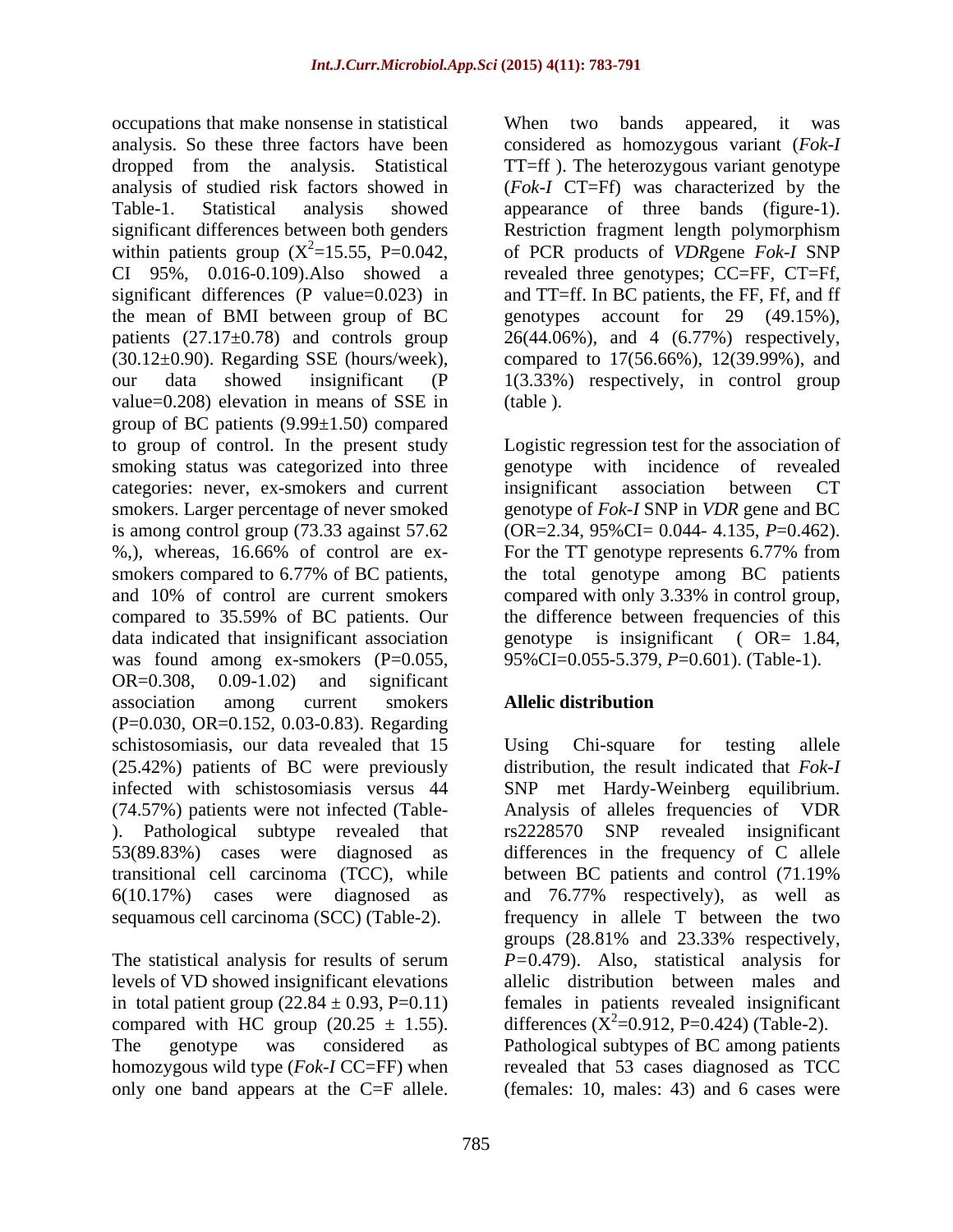occupations that make nonsense in statistical analysis. So these three factors have been dropped from the analysis. Statistical analysis of studied risk factors showed in Table-1. Statistical analysis showed significant differences between both genders within patients group ($X^2$=15.55, P=0.042, CI 95%, 0.016-0.109).Also showed a significant differences (P value=0.023) in the mean of BMI between group of BC patients (27.17±0.78) and controls group (30.12±0.90). Regarding SSE (hours/week), our data showed insignificant (P value=0.208) elevation in means of SSE in group of BC patients (9.99±1.50) compared to group of control. In the present study smoking status was categorized into three categories: never, ex-smokers and current smokers. Larger percentage of never smoked is among control group (73.33 against 57.62 %,), whereas, 16.66% of control are ex-smokers compared to 6.77% of BC patients, and 10% of control are current smokers compared to 35.59% of BC patients. Our data indicated that insignificant association was found among ex-smokers (P=0.055, OR=0.308, 0.09-1.02) and significant association among current smokers (P=0.030, OR=0.152, 0.03-0.83). Regarding schistosomiasis, our data revealed that 15 (25.42%) patients of BC were previously infected with schistosomiasis versus 44 (74.57%) patients were not infected (Table- ). Pathological subtype revealed that 53(89.83%) cases were diagnosed as transitional cell carcinoma (TCC), while 6(10.17%) cases were diagnosed as sequamous cell carcinoma (SCC) (Table-2).

The statistical analysis for results of serum levels of VD showed insignificant elevations in total patient group (22.84 ± 0.93, P=0.11) compared with HC group (20.25 ± 1.55). The genotype was considered as homozygous wild type (*Fok-I* CC=FF) when only one band appears at the C=F allele. When two bands appeared, it was considered as homozygous variant (*Fok-I* TT=ff ). The heterozygous variant genotype (*Fok-I* CT=Ff) was characterized by the appearance of three bands (figure-1). Restriction fragment length polymorphism of PCR products of *VDR*gene *Fok-I* SNP revealed three genotypes; CC=FF, CT=Ff, and TT=ff. In BC patients, the FF, Ff, and ff genotypes account for 29 (49.15%), 26(44.06%), and 4 (6.77%) respectively, compared to 17(56.66%), 12(39.99%), and 1(3.33%) respectively, in control group (table ).

Logistic regression test for the association of genotype with incidence of revealed insignificant association between CT genotype of *Fok-I* SNP in *VDR* gene and BC (OR=2.34, 95%CI= 0.044- 4.135, *P*=0.462). For the TT genotype represents 6.77% from the total genotype among BC patients compared with only 3.33% in control group, the difference between frequencies of this genotype is insignificant ( OR= 1.84, 95%CI=0.055-5.379, *P*=0.601). (Table-1).

## Allelic distribution

Using Chi-square for testing allele distribution, the result indicated that *Fok-I* SNP met Hardy-Weinberg equilibrium. Analysis of alleles frequencies of VDR rs2228570 SNP revealed insignificant differences in the frequency of C allele between BC patients and control (71.19% and 76.77% respectively), as well as frequency in allele T between the two groups (28.81% and 23.33% respectively, *P*=0.479). Also, statistical analysis for allelic distribution between males and females in patients revealed insignificant differences ($X^2$=0.912, P=0.424) (Table-2). Pathological subtypes of BC among patients revealed that 53 cases diagnosed as TCC (females: 10, males: 43) and 6 cases were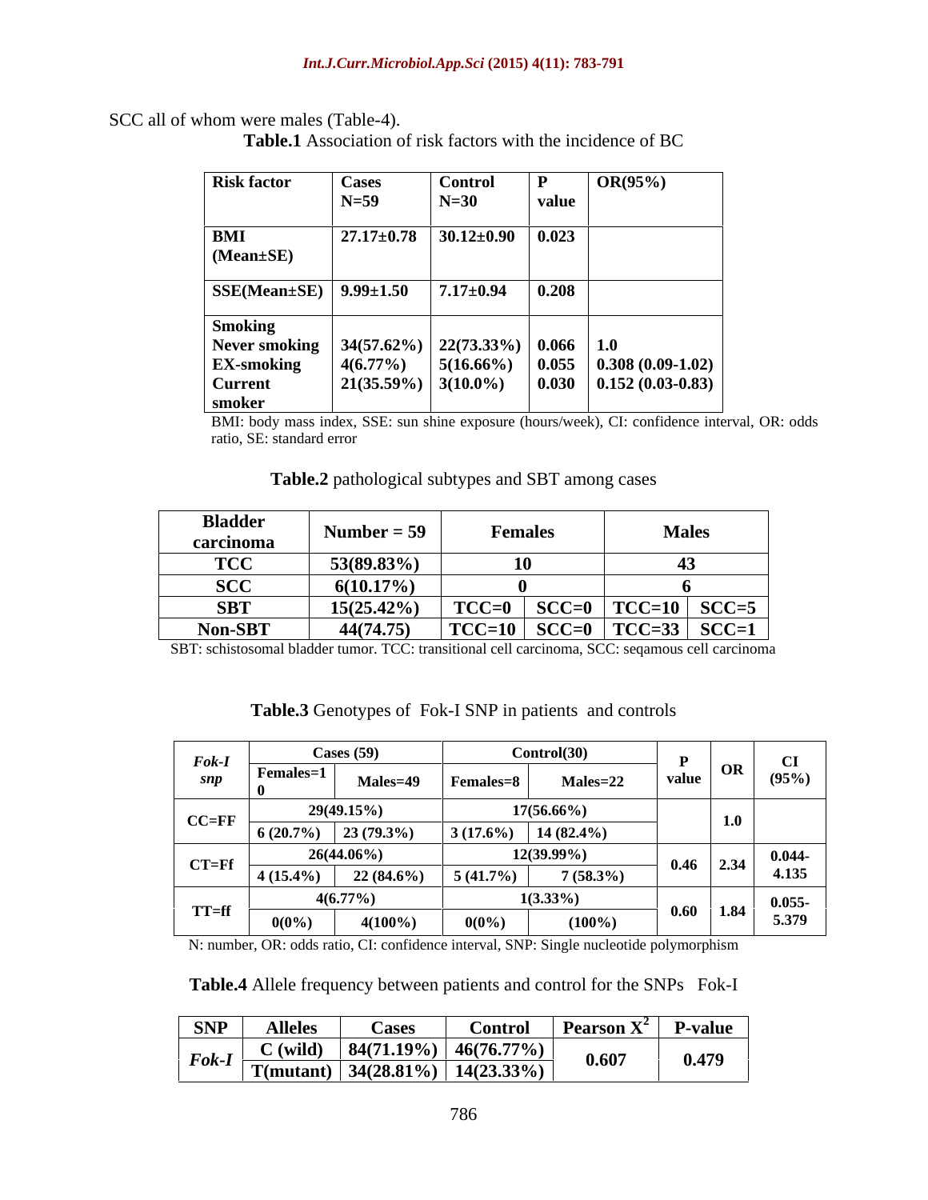SCC all of whom were males (Table-4).

**Table.1** Association of risk factors with the incidence of BC

| Risk factor | Cases N=59 | Control N=30 | P value | OR(95%) |
|---|---|---|---|---|
| BMI (Mean±SE) | 27.17±0.78 | 30.12±0.90 | 0.023 | |
| SSE(Mean±SE) | 9.99±1.50 | 7.17±0.94 | 0.208 | |
| Smoking | | | | |
| Never smoking | 34(57.62%) | 22(73.33%) | 0.066 | 1.0 |
| EX-smoking | 4(6.77%) | 5(16.66%) | 0.055 | 0.308 (0.09-1.02) |
| Current smoker | 21(35.59%) | 3(10.0%) | 0.030 | 0.152 (0.03-0.83) |

BMI: body mass index, SSE: sun shine exposure (hours/week), CI: confidence interval, OR: odds ratio, SE: standard error

**Table.2** pathological subtypes and SBT among cases

| Bladder carcinoma | Number = 59 | Females | | Males | |
|---|---|---|---|---|---|
| TCC | 53(89.83%) | 10 | | 43 | |
| SCC | 6(10.17%) | 0 | | 6 | |
| SBT | 15(25.42%) | TCC=0 | SCC=0 | TCC=10 | SCC=5 |
| Non-SBT | 44(74.75) | TCC=10 | SCC=0 | TCC=33 | SCC=1 |

SBT: schistosomal bladder tumor. TCC: transitional cell carcinoma, SCC: seqamous cell carcinoma

**Table.3** Genotypes of Fok-I SNP in patients and controls

| *Fok-I snp* | Cases (59) | | Control(30) | | P value | OR | CI (95%) |
|---|---|---|---|---|---|---|---|
| | Females=10 | Males=49 | Females=8 | Males=22 | | | |
| CC=FF | 29(49.15%) | | 17(56.66%) | | | 1.0 | |
| | 6 (20.7%) | 23 (79.3%) | 3 (17.6%) | 14 (82.4%) | | | |
| CT=Ff | 26(44.06%) | | 12(39.99%) | | 0.46 | 2.34 | 0.044-4.135 |
| | 4 (15.4%) | 22 (84.6%) | 5 (41.7%) | 7 (58.3%) | | | |
| TT=ff | 4(6.77%) | | 1(3.33%) | | 0.60 | 1.84 | 0.055-5.379 |
| | 0(0%) | 4(100%) | 0(0%) | (100%) | | | |

N: number, OR: odds ratio, CI: confidence interval, SNP: Single nucleotide polymorphism

**Table.4** Allele frequency between patients and control for the SNPs Fok-I

| SNP | Alleles | Cases | Control | Pearson $X^2$ | P-value |
|---|---|---|---|---|---|
| *Fok-I* | C (wild) | 84(71.19%) | 46(76.77%) | 0.607 | 0.479 |
| | T(mutant) | 34(28.81%) | 14(23.33%) | | |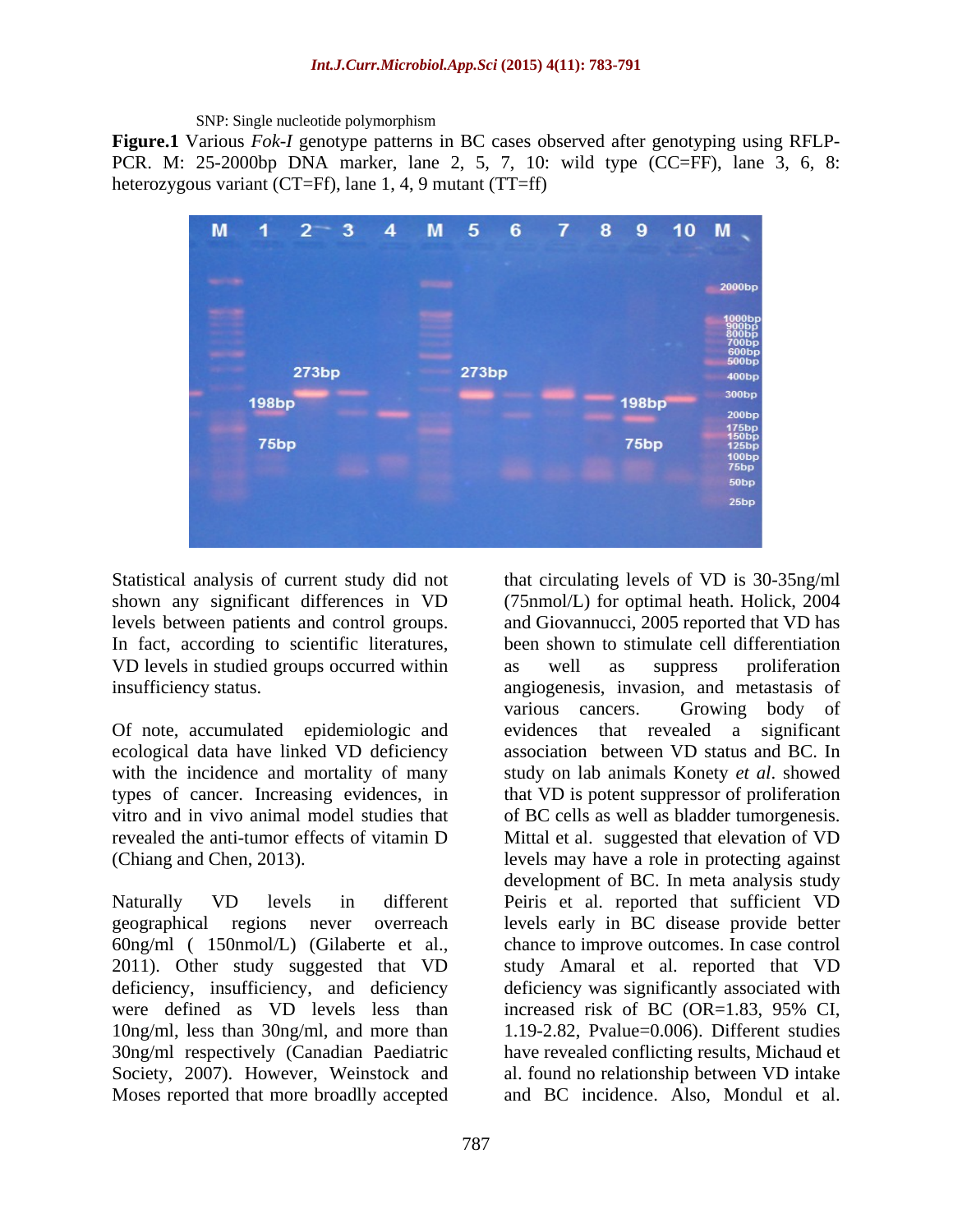SNP: Single nucleotide polymorphism

**Figure.1** Various *Fok-I* genotype patterns in BC cases observed after genotyping using RFLP-PCR. M: 25-2000bp DNA marker, lane 2, 5, 7, 10: wild type (CC=FF), lane 3, 6, 8: heterozygous variant (CT=Ff), lane 1, 4, 9 mutant (TT=ff)

Statistical analysis of current study did not shown any significant differences in VD levels between patients and control groups. In fact, according to scientific literatures, VD levels in studied groups occurred within insufficiency status.

Of note, accumulated epidemiologic and ecological data have linked VD deficiency with the incidence and mortality of many types of cancer. Increasing evidences, in vitro and in vivo animal model studies that revealed the anti-tumor effects of vitamin D (Chiang and Chen, 2013).

Naturally VD levels in different geographical regions never overreach 60ng/ml ( 150nmol/L) (Gilaberte et al., 2011). Other study suggested that VD deficiency, insufficiency, and deficiency were defined as VD levels less than 10ng/ml, less than 30ng/ml, and more than 30ng/ml respectively (Canadian Paediatric Society, 2007). However, Weinstock and Moses reported that more broadlly accepted that circulating levels of VD is 30-35ng/ml (75nmol/L) for optimal heath. Holick, 2004 and Giovannucci, 2005 reported that VD has been shown to stimulate cell differentiation as well as suppress proliferation angiogenesis, invasion, and metastasis of various cancers. Growing body of evidences that revealed a significant association between VD status and BC. In study on lab animals Konety *et al*. showed that VD is potent suppressor of proliferation of BC cells as well as bladder tumorgenesis. Mittal et al. suggested that elevation of VD levels may have a role in protecting against development of BC. In meta analysis study Peiris et al. reported that sufficient VD levels early in BC disease provide better chance to improve outcomes. In case control study Amaral et al. reported that VD deficiency was significantly associated with increased risk of BC (OR=1.83, 95% CI, 1.19-2.82, Pvalue=0.006). Different studies have revealed conflicting results, Michaud et al. found no relationship between VD intake and BC incidence. Also, Mondul et al.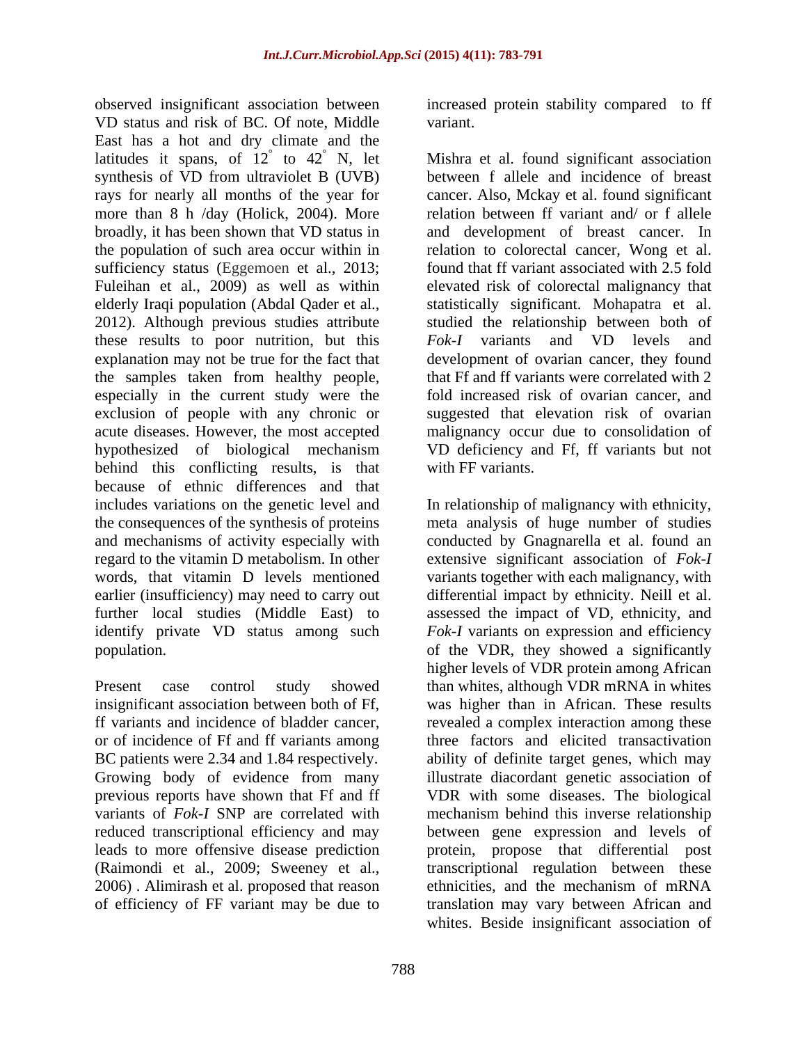observed insignificant association between VD status and risk of BC. Of note, Middle East has a hot and dry climate and the latitudes it spans, of 12° to 42° N, let synthesis of VD from ultraviolet B (UVB) rays for nearly all months of the year for more than 8 h /day (Holick, 2004). More broadly, it has been shown that VD status in the population of such area occur within in sufficiency status (Eggemoen et al., 2013; Fuleihan et al., 2009) as well as within elderly Iraqi population (Abdal Qader et al., 2012). Although previous studies attribute these results to poor nutrition, but this explanation may not be true for the fact that the samples taken from healthy people, especially in the current study were the exclusion of people with any chronic or acute diseases. However, the most accepted hypothesized of biological mechanism behind this conflicting results, is that because of ethnic differences and that includes variations on the genetic level and the consequences of the synthesis of proteins and mechanisms of activity especially with regard to the vitamin D metabolism. In other words, that vitamin D levels mentioned earlier (insufficiency) may need to carry out further local studies (Middle East) to identify private VD status among such population.

Present case control study showed insignificant association between both of Ff, ff variants and incidence of bladder cancer, or of incidence of Ff and ff variants among BC patients were 2.34 and 1.84 respectively. Growing body of evidence from many previous reports have shown that Ff and ff variants of *Fok-I* SNP are correlated with reduced transcriptional efficiency and may leads to more offensive disease prediction (Raimondi et al., 2009; Sweeney et al., 2006) . Alimirash et al. proposed that reason of efficiency of FF variant may be due to increased protein stability compared to ff variant.

Mishra et al. found significant association between f allele and incidence of breast cancer. Also, Mckay et al. found significant relation between ff variant and/ or f allele and development of breast cancer. In relation to colorectal cancer, Wong et al. found that ff variant associated with 2.5 fold elevated risk of colorectal malignancy that statistically significant. Mohapatra et al. studied the relationship between both of *Fok-I* variants and VD levels and development of ovarian cancer, they found that Ff and ff variants were correlated with 2 fold increased risk of ovarian cancer, and suggested that elevation risk of ovarian malignancy occur due to consolidation of VD deficiency and Ff, ff variants but not with FF variants.

In relationship of malignancy with ethnicity, meta analysis of huge number of studies conducted by Gnagnarella et al. found an extensive significant association of *Fok-I* variants together with each malignancy, with differential impact by ethnicity. Neill et al. assessed the impact of VD, ethnicity, and *Fok-I* variants on expression and efficiency of the VDR, they showed a significantly higher levels of VDR protein among African than whites, although VDR mRNA in whites was higher than in African. These results revealed a complex interaction among these three factors and elicited transactivation ability of definite target genes, which may illustrate diacordant genetic association of VDR with some diseases. The biological mechanism behind this inverse relationship between gene expression and levels of protein, propose that differential post transcriptional regulation between these ethnicities, and the mechanism of mRNA translation may vary between African and whites. Beside insignificant association of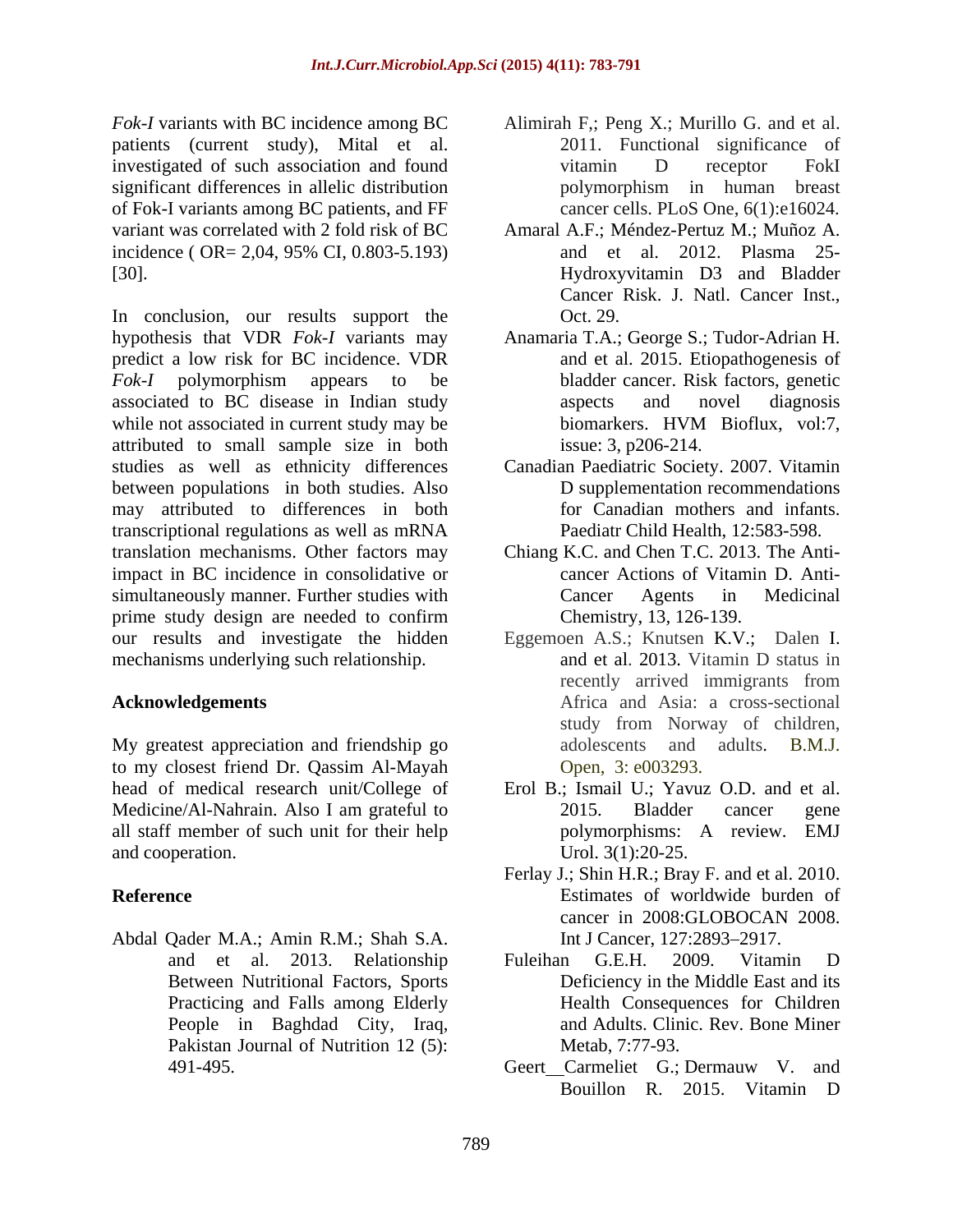*Fok-I* variants with BC incidence among BC patients (current study), Mital et al. investigated of such association and found significant differences in allelic distribution of Fok-I variants among BC patients, and FF variant was correlated with 2 fold risk of BC incidence ( OR= 2,04, 95% CI, 0.803-5.193) [30].

In conclusion, our results support the hypothesis that VDR *Fok-I* variants may predict a low risk for BC incidence. VDR *Fok-I* polymorphism appears to be associated to BC disease in Indian study while not associated in current study may be attributed to small sample size in both studies as well as ethnicity differences between populations in both studies. Also may attributed to differences in both transcriptional regulations as well as mRNA translation mechanisms. Other factors may impact in BC incidence in consolidative or simultaneously manner. Further studies with prime study design are needed to confirm our results and investigate the hidden mechanisms underlying such relationship.

## Acknowledgements

My greatest appreciation and friendship go to my closest friend Dr. Qassim Al-Mayah head of medical research unit/College of Medicine/Al-Nahrain. Also I am grateful to all staff member of such unit for their help and cooperation.

## Reference

Abdal Qader M.A.; Amin R.M.; Shah S.A. and et al. 2013. Relationship Between Nutritional Factors, Sports Practicing and Falls among Elderly People in Baghdad City, Iraq, Pakistan Journal of Nutrition 12 (5): 491-495.

Alimirah F,; Peng X.; Murillo G. and et al. 2011. Functional significance of vitamin D receptor FokI polymorphism in human breast cancer cells. PLoS One, 6(1):e16024.

Amaral A.F.; Méndez-Pertuz M.; Muñoz A. and et al. 2012. Plasma 25-Hydroxyvitamin D3 and Bladder Cancer Risk. J. Natl. Cancer Inst., Oct. 29.

Anamaria T.A.; George S.; Tudor-Adrian H. and et al. 2015. Etiopathogenesis of bladder cancer. Risk factors, genetic aspects and novel diagnosis biomarkers. HVM Bioflux, vol:7, issue: 3, p206-214.

Canadian Paediatric Society. 2007. Vitamin D supplementation recommendations for Canadian mothers and infants. Paediatr Child Health, 12:583-598.

Chiang K.C. and Chen T.C. 2013. The Anti-cancer Actions of Vitamin D. Anti-Cancer Agents in Medicinal Chemistry, 13, 126-139.

Eggemoen A.S.; Knutsen K.V.; Dalen I. and et al. 2013. Vitamin D status in recently arrived immigrants from Africa and Asia: a cross-sectional study from Norway of children, adolescents and adults. B.M.J. Open, 3: e003293.

Erol B.; Ismail U.; Yavuz O.D. and et al. 2015. Bladder cancer gene polymorphisms: A review. EMJ Urol. 3(1):20-25.

Ferlay J.; Shin H.R.; Bray F. and et al. 2010. Estimates of worldwide burden of cancer in 2008:GLOBOCAN 2008. Int J Cancer, 127:2893–2917.

Fuleihan G.E.H. 2009. Vitamin D Deficiency in the Middle East and its Health Consequences for Children and Adults. Clinic. Rev. Bone Miner Metab, 7:77-93.

Geert Carmeliet G.; Dermauw V. and Bouillon R. 2015. Vitamin D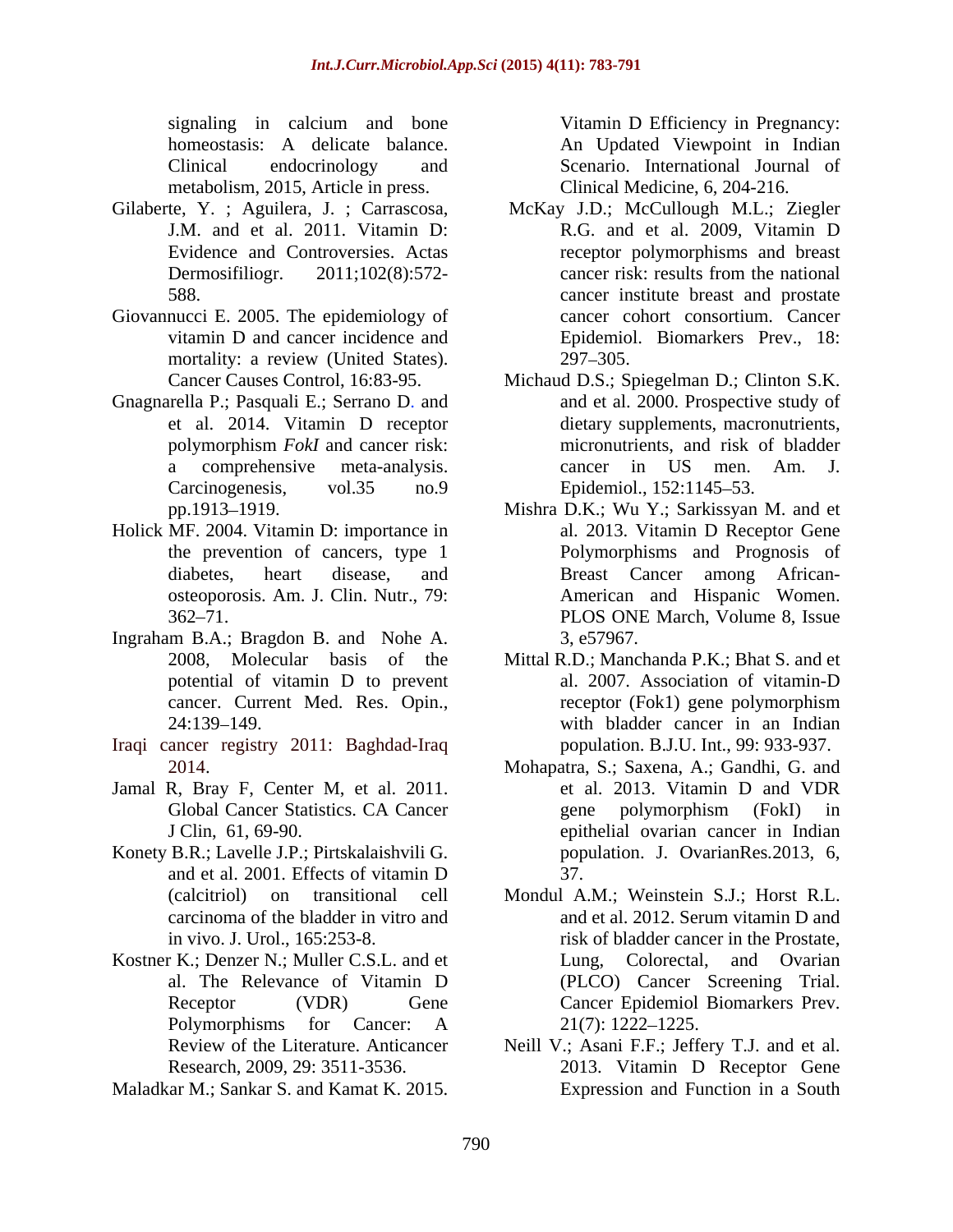signaling in calcium and bone homeostasis: A delicate balance. Clinical endocrinology and metabolism, 2015, Article in press.

Gilaberte, Y. ; Aguilera, J. ; Carrascosa, J.M. and et al. 2011. Vitamin D: Evidence and Controversies. Actas Dermosifiliogr. 2011;102(8):572-588.

Giovannucci E. 2005. The epidemiology of vitamin D and cancer incidence and mortality: a review (United States). Cancer Causes Control, 16:83-95.

Gnagnarella P.; Pasquali E.; Serrano D. and et al. 2014. Vitamin D receptor polymorphism *FokI* and cancer risk: a comprehensive meta-analysis. Carcinogenesis, vol.35 no.9 pp.1913–1919.

Holick MF. 2004. Vitamin D: importance in the prevention of cancers, type 1 diabetes, heart disease, and osteoporosis. Am. J. Clin. Nutr., 79: 362–71.

Ingraham B.A.; Bragdon B. and Nohe A. 2008, Molecular basis of the potential of vitamin D to prevent cancer. Current Med. Res. Opin., 24:139–149.

Iraqi cancer registry 2011: Baghdad-Iraq 2014.

Jamal R, Bray F, Center M, et al. 2011. Global Cancer Statistics. CA Cancer J Clin, 61, 69-90.

Konety B.R.; Lavelle J.P.; Pirtskalaishvili G. and et al. 2001. Effects of vitamin D (calcitriol) on transitional cell carcinoma of the bladder in vitro and in vivo. J. Urol., 165:253-8.

Kostner K.; Denzer N.; Muller C.S.L. and et al. The Relevance of Vitamin D Receptor (VDR) Gene Polymorphisms for Cancer: A Review of the Literature. Anticancer Research, 2009, 29: 3511-3536.

Maladkar M.; Sankar S. and Kamat K. 2015. Vitamin D Efficiency in Pregnancy: An Updated Viewpoint in Indian Scenario. International Journal of Clinical Medicine, 6, 204-216.

McKay J.D.; McCullough M.L.; Ziegler R.G. and et al. 2009, Vitamin D receptor polymorphisms and breast cancer risk: results from the national cancer institute breast and prostate cancer cohort consortium. Cancer Epidemiol. Biomarkers Prev., 18: 297–305.

Michaud D.S.; Spiegelman D.; Clinton S.K. and et al. 2000. Prospective study of dietary supplements, macronutrients, micronutrients, and risk of bladder cancer in US men. Am. J. Epidemiol., 152:1145–53.

Mishra D.K.; Wu Y.; Sarkissyan M. and et al. 2013. Vitamin D Receptor Gene Polymorphisms and Prognosis of Breast Cancer among African-American and Hispanic Women. PLOS ONE March, Volume 8, Issue 3, e57967.

Mittal R.D.; Manchanda P.K.; Bhat S. and et al. 2007. Association of vitamin-D receptor (Fok1) gene polymorphism with bladder cancer in an Indian population. B.J.U. Int., 99: 933-937.

Mohapatra, S.; Saxena, A.; Gandhi, G. and et al. 2013. Vitamin D and VDR gene polymorphism (FokI) in epithelial ovarian cancer in Indian population. J. OvarianRes.2013, 6, 37.

Mondul A.M.; Weinstein S.J.; Horst R.L. and et al. 2012. Serum vitamin D and risk of bladder cancer in the Prostate, Lung, Colorectal, and Ovarian (PLCO) Cancer Screening Trial. Cancer Epidemiol Biomarkers Prev. 21(7): 1222–1225.

Neill V.; Asani F.F.; Jeffery T.J. and et al. 2013. Vitamin D Receptor Gene Expression and Function in a South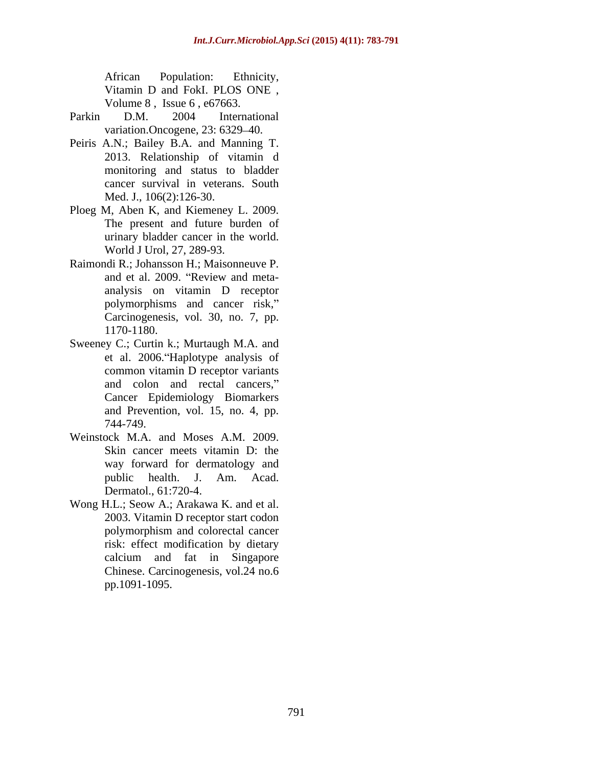African Population: Ethnicity, Vitamin D and FokI. PLOS ONE , Volume 8 , Issue 6 , e67663.

Parkin D.M. 2004 International variation.Oncogene, 23: 6329–40.

Peiris A.N.; Bailey B.A. and Manning T. 2013. Relationship of vitamin d monitoring and status to bladder cancer survival in veterans. South Med. J., 106(2):126-30.

Ploeg M, Aben K, and Kiemeney L. 2009. The present and future burden of urinary bladder cancer in the world. World J Urol, 27, 289-93.

Raimondi R.; Johansson H.; Maisonneuve P. and et al. 2009. "Review and meta-analysis on vitamin D receptor polymorphisms and cancer risk," Carcinogenesis, vol. 30, no. 7, pp. 1170-1180.

Sweeney C.; Curtin k.; Murtaugh M.A. and et al. 2006."Haplotype analysis of common vitamin D receptor variants and colon and rectal cancers," Cancer Epidemiology Biomarkers and Prevention, vol. 15, no. 4, pp. 744-749.

Weinstock M.A. and Moses A.M. 2009. Skin cancer meets vitamin D: the way forward for dermatology and public health. J. Am. Acad. Dermatol., 61:720-4.

Wong H.L.; Seow A.; Arakawa K. and et al. 2003. Vitamin D receptor start codon polymorphism and colorectal cancer risk: effect modification by dietary calcium and fat in Singapore Chinese. Carcinogenesis, vol.24 no.6 pp.1091-1095.